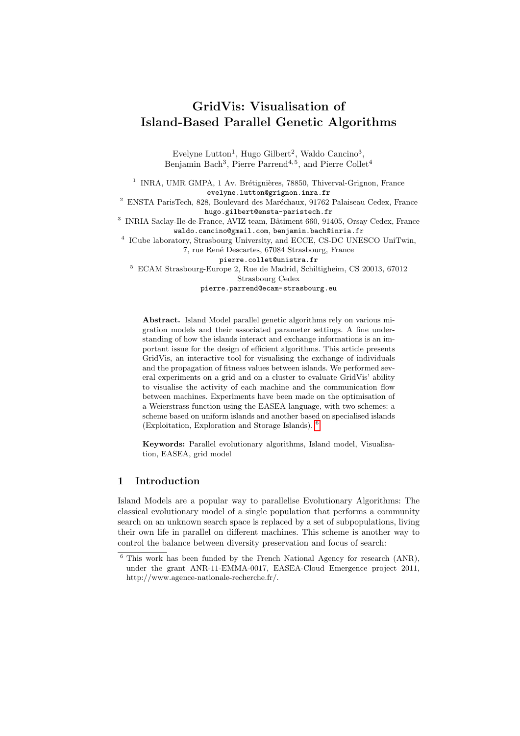# GridVis: Visualisation of Island-Based Parallel Genetic Algorithms

Evelyne Lutton[1], Hugo Gilbert[2], Waldo Cancino[3], Benjamin Bach[3], Pierre Parrend[4,5], and Pierre Collet[4]

[1] INRA, UMR GMPA, 1 Av. Brétignières, 78850, Thiverval-Grignon, France
evelyne.lutton@grignon.inra.fr

[2] ENSTA ParisTech, 828, Boulevard des Maréchaux, 91762 Palaiseau Cedex, France
hugo.gilbert@ensta-paristech.fr

[3] INRIA Saclay-Ile-de-France, AVIZ team, Bâtiment 660, 91405, Orsay Cedex, France
waldo.cancino@gmail.com, benjamin.bach@inria.fr

[4] ICube laboratory, Strasbourg University, and ECCE, CS-DC UNESCO UniTwin, 7, rue René Descartes, 67084 Strasbourg, France
pierre.collet@unistra.fr

[5] ECAM Strasbourg-Europe 2, Rue de Madrid, Schiltigheim, CS 20013, 67012 Strasbourg Cedex
pierre.parrend@ecam-strasbourg.eu

**Abstract.** Island Model parallel genetic algorithms rely on various migration models and their associated parameter settings. A fine understanding of how the islands interact and exchange informations is an important issue for the design of efficient algorithms. This article presents GridVis, an interactive tool for visualising the exchange of individuals and the propagation of fitness values between islands. We performed several experiments on a grid and on a cluster to evaluate GridVis' ability to visualise the activity of each machine and the communication flow between machines. Experiments have been made on the optimisation of a Weierstrass function using the EASEA language, with two schemes: a scheme based on uniform islands and another based on specialised islands (Exploitation, Exploration and Storage Islands). [6]

**Keywords:** Parallel evolutionary algorithms, Island model, Visualisation, EASEA, grid model

## 1 Introduction

Island Models are a popular way to parallelise Evolutionary Algorithms: The classical evolutionary model of a single population that performs a community search on an unknown search space is replaced by a set of subpopulations, living their own life in parallel on different machines. This scheme is another way to control the balance between diversity preservation and focus of search:

[6] This work has been funded by the French National Agency for research (ANR), under the grant ANR-11-EMMA-0017, EASEA-Cloud Emergence project 2011, http://www.agence-nationale-recherche.fr/.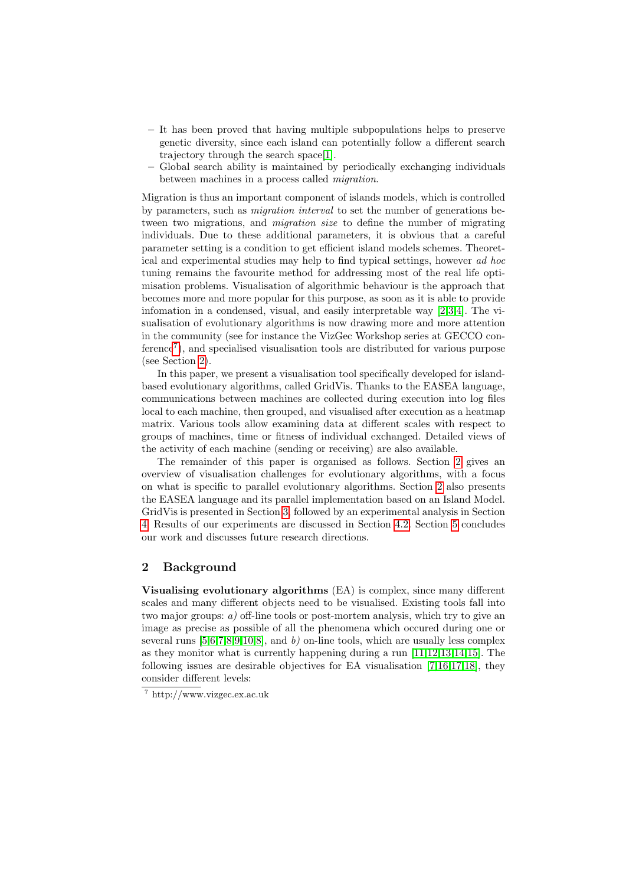- It has been proved that having multiple subpopulations helps to preserve genetic diversity, since each island can potentially follow a different search trajectory through the search space[1].
- Global search ability is maintained by periodically exchanging individuals between machines in a process called *migration*.

Migration is thus an important component of islands models, which is controlled by parameters, such as *migration interval* to set the number of generations between two migrations, and *migration size* to define the number of migrating individuals. Due to these additional parameters, it is obvious that a careful parameter setting is a condition to get efficient island models schemes. Theoretical and experimental studies may help to find typical settings, however *ad hoc* tuning remains the favourite method for addressing most of the real life optimisation problems. Visualisation of algorithmic behaviour is the approach that becomes more and more popular for this purpose, as soon as it is able to provide infomation in a condensed, visual, and easily interpretable way [2,3,4]. The visualisation of evolutionary algorithms is now drawing more and more attention in the community (see for instance the VizGec Workshop series at GECCO conference[7]), and specialised visualisation tools are distributed for various purpose (see Section 2).

In this paper, we present a visualisation tool specifically developed for island-based evolutionary algorithms, called GridVis. Thanks to the EASEA language, communications between machines are collected during execution into log files local to each machine, then grouped, and visualised after execution as a heatmap matrix. Various tools allow examining data at different scales with respect to groups of machines, time or fitness of individual exchanged. Detailed views of the activity of each machine (sending or receiving) are also available.

The remainder of this paper is organised as follows. Section 2 gives an overview of visualisation challenges for evolutionary algorithms, with a focus on what is specific to parallel evolutionary algorithms. Section 2 also presents the EASEA language and its parallel implementation based on an Island Model. GridVis is presented in Section 3, followed by an experimental analysis in Section 4. Results of our experiments are discussed in Section 4.2. Section 5 concludes our work and discusses future research directions.

## 2 Background

**Visualising evolutionary algorithms** (EA) is complex, since many different scales and many different objects need to be visualised. Existing tools fall into two major groups: *a)* off-line tools or post-mortem analysis, which try to give an image as precise as possible of all the phenomena which occured during one or several runs [5,6,7,8,9,10,8], and *b)* on-line tools, which are usually less complex as they monitor what is currently happening during a run [11,12,13,14,15]. The following issues are desirable objectives for EA visualisation [7,16,17,18], they consider different levels:

[7] http://www.vizgec.ex.ac.uk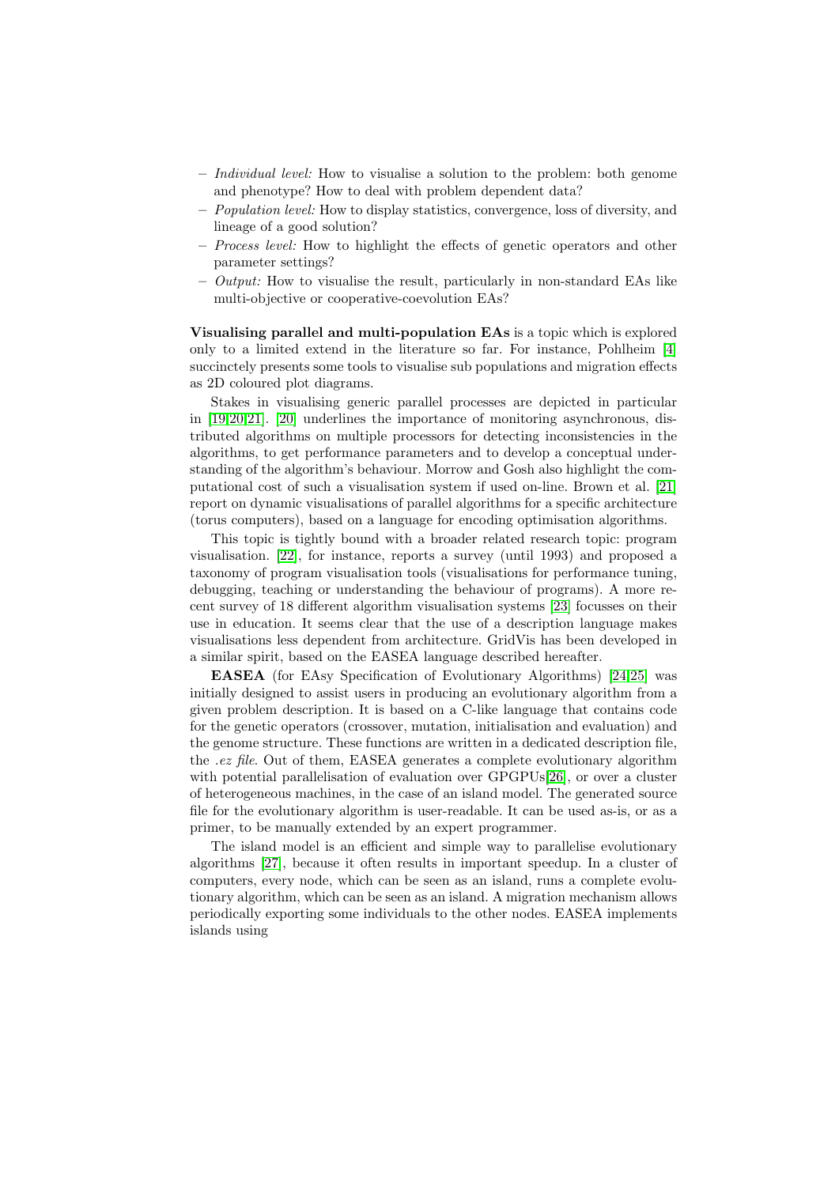- *Individual level:* How to visualise a solution to the problem: both genome and phenotype? How to deal with problem dependent data?
- *Population level:* How to display statistics, convergence, loss of diversity, and lineage of a good solution?
- *Process level:* How to highlight the effects of genetic operators and other parameter settings?
- *Output:* How to visualise the result, particularly in non-standard EAs like multi-objective or cooperative-coevolution EAs?

**Visualising parallel and multi-population EAs** is a topic which is explored only to a limited extend in the literature so far. For instance, Pohlheim [4] succinctely presents some tools to visualise sub populations and migration effects as 2D coloured plot diagrams.

Stakes in visualising generic parallel processes are depicted in particular in [19,20,21]. [20] underlines the importance of monitoring asynchronous, distributed algorithms on multiple processors for detecting inconsistencies in the algorithms, to get performance parameters and to develop a conceptual understanding of the algorithm's behaviour. Morrow and Gosh also highlight the computational cost of such a visualisation system if used on-line. Brown et al. [21] report on dynamic visualisations of parallel algorithms for a specific architecture (torus computers), based on a language for encoding optimisation algorithms.

This topic is tightly bound with a broader related research topic: program visualisation. [22], for instance, reports a survey (until 1993) and proposed a taxonomy of program visualisation tools (visualisations for performance tuning, debugging, teaching or understanding the behaviour of programs). A more recent survey of 18 different algorithm visualisation systems [23] focusses on their use in education. It seems clear that the use of a description language makes visualisations less dependent from architecture. GridVis has been developed in a similar spirit, based on the EASEA language described hereafter.

**EASEA** (for EAsy Specification of Evolutionary Algorithms) [24,25] was initially designed to assist users in producing an evolutionary algorithm from a given problem description. It is based on a C-like language that contains code for the genetic operators (crossover, mutation, initialisation and evaluation) and the genome structure. These functions are written in a dedicated description file, the *.ez file*. Out of them, EASEA generates a complete evolutionary algorithm with potential parallelisation of evaluation over GPGPUs[26], or over a cluster of heterogeneous machines, in the case of an island model. The generated source file for the evolutionary algorithm is user-readable. It can be used as-is, or as a primer, to be manually extended by an expert programmer.

The island model is an efficient and simple way to parallelise evolutionary algorithms [27], because it often results in important speedup. In a cluster of computers, every node, which can be seen as an island, runs a complete evolutionary algorithm, which can be seen as an island. A migration mechanism allows periodically exporting some individuals to the other nodes. EASEA implements islands using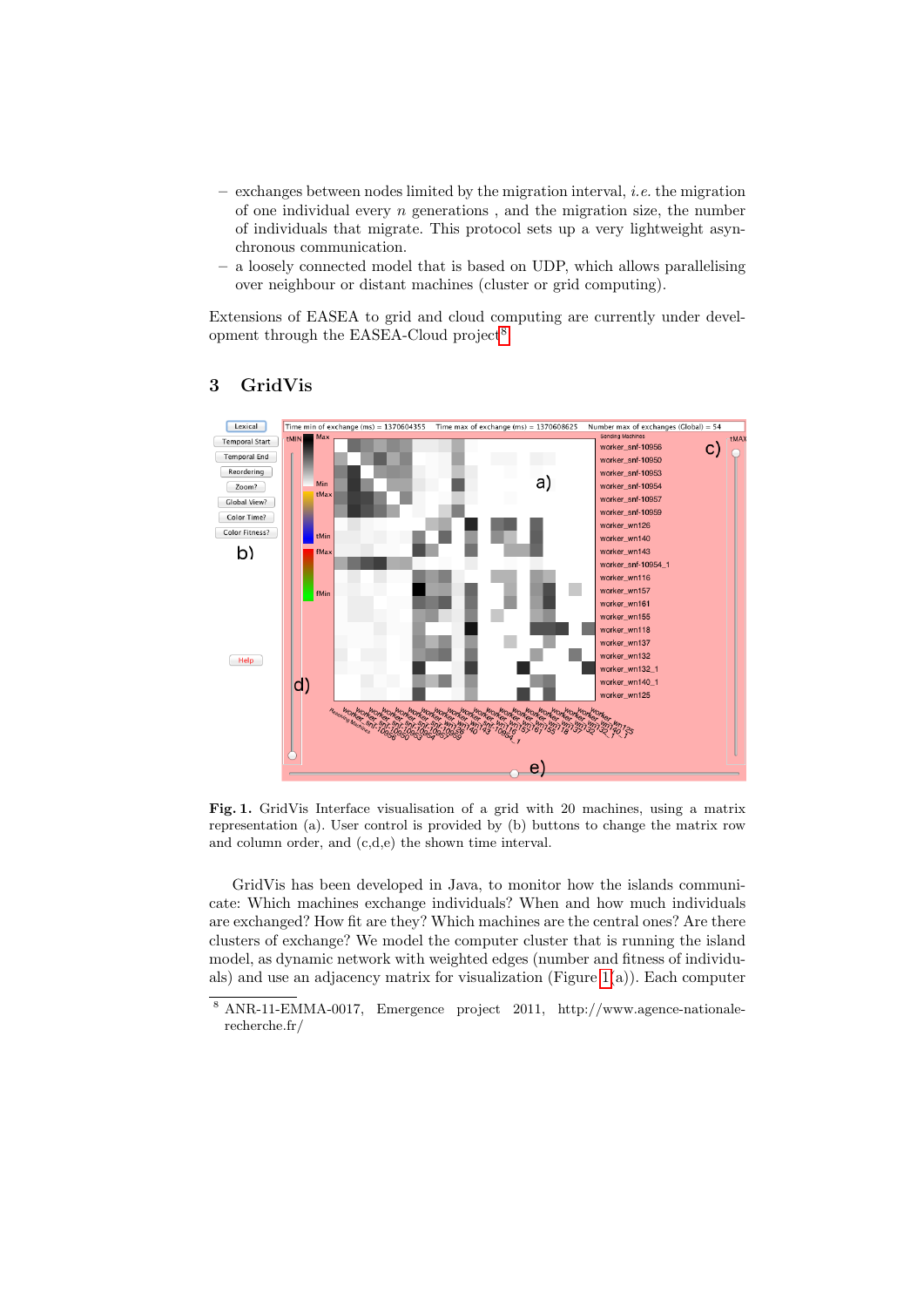- exchanges between nodes limited by the migration interval, *i.e.* the migration of one individual every $n$ generations , and the migration size, the number of individuals that migrate. This protocol sets up a very lightweight asynchronous communication.
- a loosely connected model that is based on UDP, which allows parallelising over neighbour or distant machines (cluster or grid computing).

Extensions of EASEA to grid and cloud computing are currently under development through the EASEA-Cloud project[8].

## 3 GridVis

**Fig. 1.** GridVis Interface visualisation of a grid with 20 machines, using a matrix representation (a). User control is provided by (b) buttons to change the matrix row and column order, and (c,d,e) the shown time interval.

GridVis has been developed in Java, to monitor how the islands communicate: Which machines exchange individuals? When and how much individuals are exchanged? How fit are they? Which machines are the central ones? Are there clusters of exchange? We model the computer cluster that is running the island model, as dynamic network with weighted edges (number and fitness of individuals) and use an adjacency matrix for visualization (Figure 1(a)). Each computer

[8] ANR-11-EMMA-0017, Emergence project 2011, http://www.agence-nationale-recherche.fr/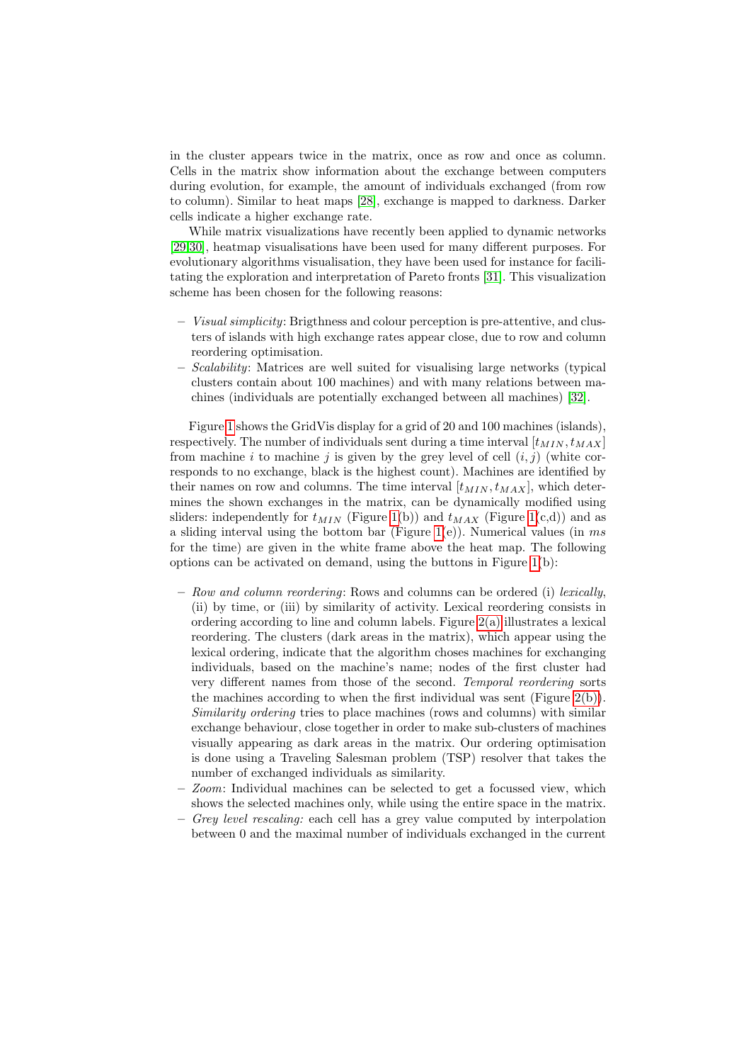in the cluster appears twice in the matrix, once as row and once as column. Cells in the matrix show information about the exchange between computers during evolution, for example, the amount of individuals exchanged (from row to column). Similar to heat maps [28], exchange is mapped to darkness. Darker cells indicate a higher exchange rate.

While matrix visualizations have recently been applied to dynamic networks [29,30], heatmap visualisations have been used for many different purposes. For evolutionary algorithms visualisation, they have been used for instance for facilitating the exploration and interpretation of Pareto fronts [31]. This visualization scheme has been chosen for the following reasons:

- *Visual simplicity*: Brigthness and colour perception is pre-attentive, and clusters of islands with high exchange rates appear close, due to row and column reordering optimisation.
- *Scalability*: Matrices are well suited for visualising large networks (typical clusters contain about 100 machines) and with many relations between machines (individuals are potentially exchanged between all machines) [32].

Figure 1 shows the GridVis display for a grid of 20 and 100 machines (islands), respectively. The number of individuals sent during a time interval $[t_{MIN}, t_{MAX}]$ from machine $i$ to machine $j$ is given by the grey level of cell $(i, j)$ (white corresponds to no exchange, black is the highest count). Machines are identified by their names on row and columns. The time interval $[t_{MIN}, t_{MAX}]$, which determines the shown exchanges in the matrix, can be dynamically modified using sliders: independently for $t_{MIN}$ (Figure 1(b)) and $t_{MAX}$ (Figure 1(c,d)) and as a sliding interval using the bottom bar (Figure 1(e)). Numerical values (in *ms* for the time) are given in the white frame above the heat map. The following options can be activated on demand, using the buttons in Figure 1(b):

- *Row and column reordering*: Rows and columns can be ordered (i) *lexically*, (ii) by time, or (iii) by similarity of activity. Lexical reordering consists in ordering according to line and column labels. Figure 2(a) illustrates a lexical reordering. The clusters (dark areas in the matrix), which appear using the lexical ordering, indicate that the algorithm choses machines for exchanging individuals, based on the machine's name; nodes of the first cluster had very different names from those of the second. *Temporal reordering* sorts the machines according to when the first individual was sent (Figure 2(b)). *Similarity ordering* tries to place machines (rows and columns) with similar exchange behaviour, close together in order to make sub-clusters of machines visually appearing as dark areas in the matrix. Our ordering optimisation is done using a Traveling Salesman problem (TSP) resolver that takes the number of exchanged individuals as similarity.
- *Zoom*: Individual machines can be selected to get a focussed view, which shows the selected machines only, while using the entire space in the matrix.
- *Grey level rescaling:* each cell has a grey value computed by interpolation between 0 and the maximal number of individuals exchanged in the current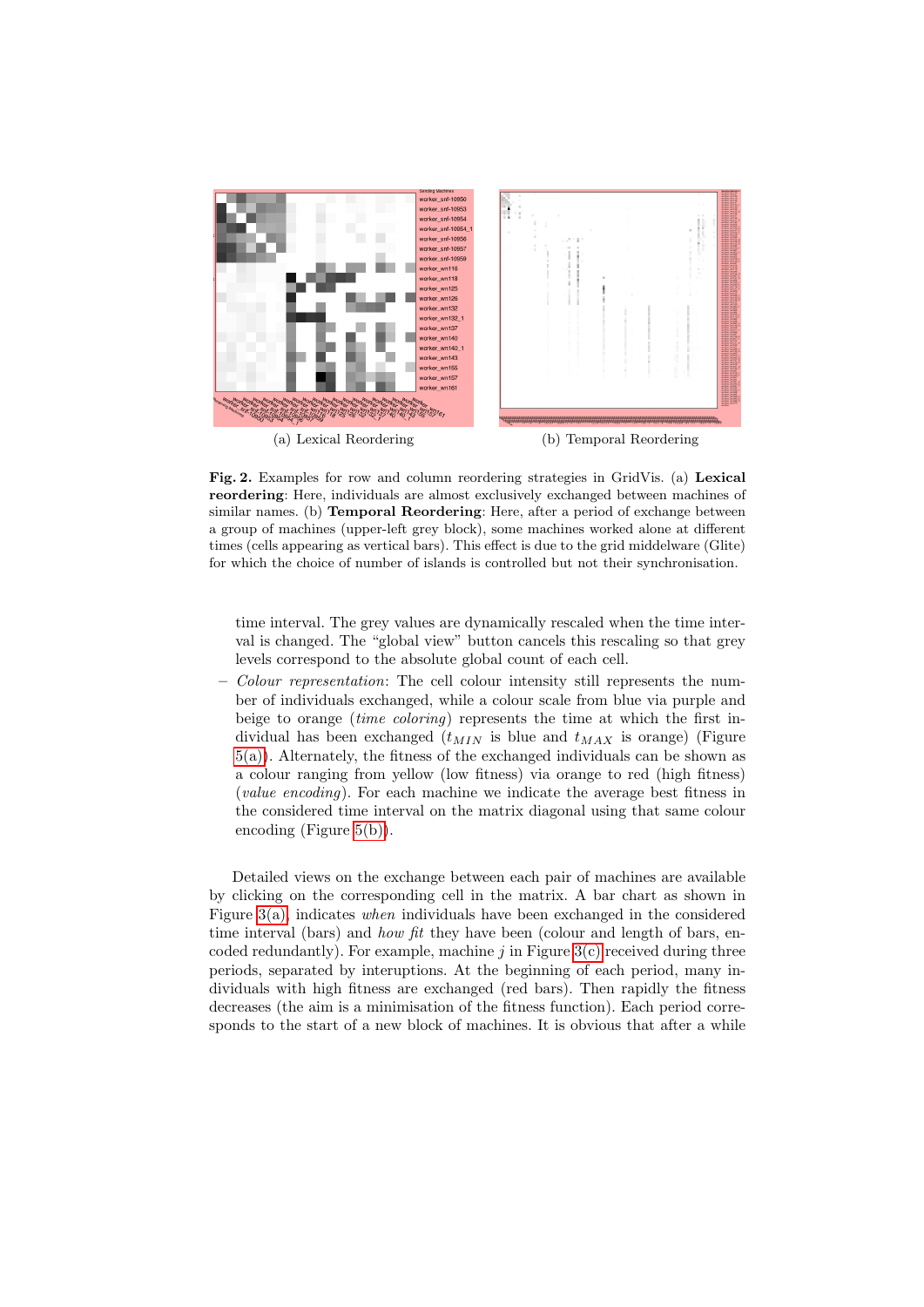(a) Lexical Reordering

(b) Temporal Reordering

**Fig. 2.** Examples for row and column reordering strategies in GridVis. (a) **Lexical reordering**: Here, individuals are almost exclusively exchanged between machines of similar names. (b) **Temporal Reordering**: Here, after a period of exchange between a group of machines (upper-left grey block), some machines worked alone at different times (cells appearing as vertical bars). This effect is due to the grid middelware (Glite) for which the choice of number of islands is controlled but not their synchronisation.

time interval. The grey values are dynamically rescaled when the time interval is changed. The "global view" button cancels this rescaling so that grey levels correspond to the absolute global count of each cell.

- *Colour representation*: The cell colour intensity still represents the number of individuals exchanged, while a colour scale from blue via purple and beige to orange (*time coloring*) represents the time at which the first individual has been exchanged ($t_{MIN}$ is blue and $t_{MAX}$ is orange) (Figure 5(a)). Alternately, the fitness of the exchanged individuals can be shown as a colour ranging from yellow (low fitness) via orange to red (high fitness) (*value encoding*). For each machine we indicate the average best fitness in the considered time interval on the matrix diagonal using that same colour encoding (Figure 5(b)).

Detailed views on the exchange between each pair of machines are available by clicking on the corresponding cell in the matrix. A bar chart as shown in Figure 3(a) indicates *when* individuals have been exchanged in the considered time interval (bars) and *how fit* they have been (colour and length of bars, encoded redundantly). For example, machine $j$ in Figure 3(c) received during three periods, separated by interuptions. At the beginning of each period, many individuals with high fitness are exchanged (red bars). Then rapidly the fitness decreases (the aim is a minimisation of the fitness function). Each period corresponds to the start of a new block of machines. It is obvious that after a while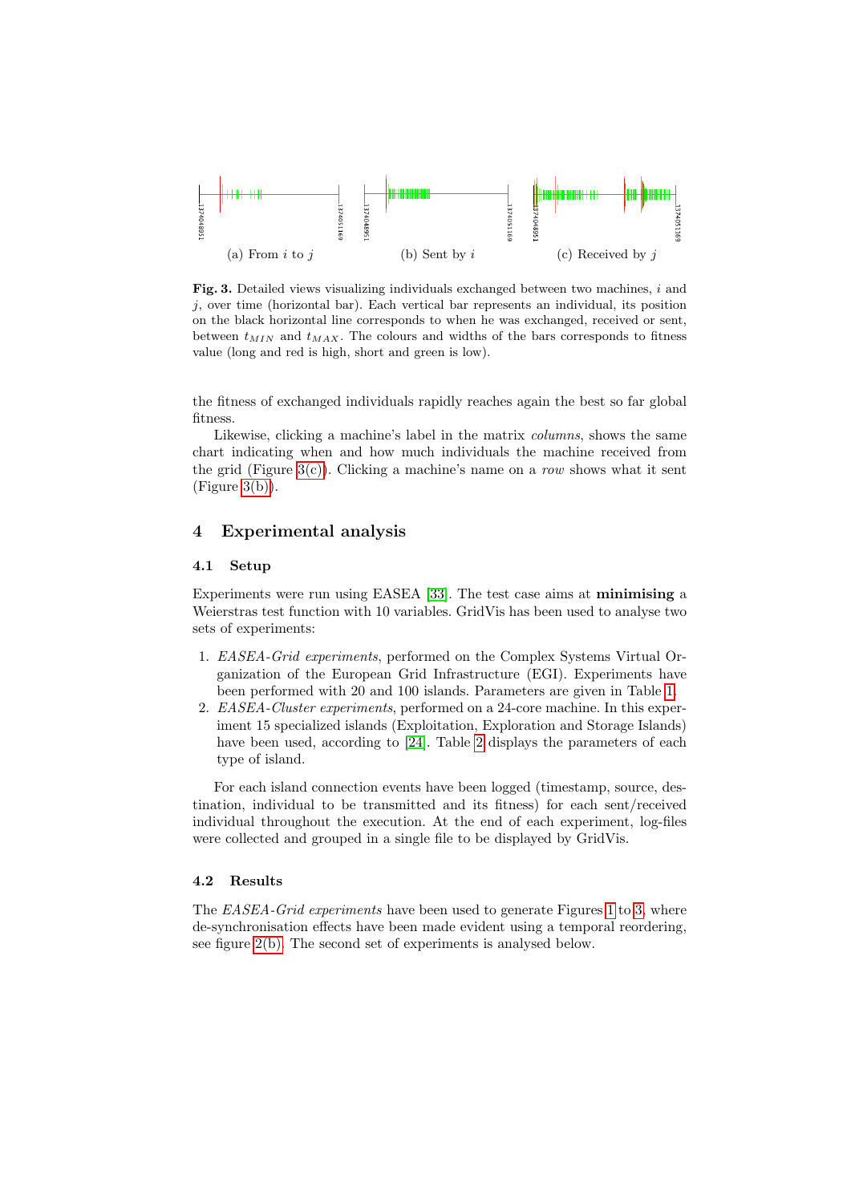(a) From $i$ to $j$ (b) Sent by $i$ (c) Received by $j$

**Fig. 3.** Detailed views visualizing individuals exchanged between two machines, $i$ and $j$, over time (horizontal bar). Each vertical bar represents an individual, its position on the black horizontal line corresponds to when he was exchanged, received or sent, between $t_{MIN}$ and $t_{MAX}$. The colours and widths of the bars corresponds to fitness value (long and red is high, short and green is low).

the fitness of exchanged individuals rapidly reaches again the best so far global fitness.

Likewise, clicking a machine's label in the matrix *columns*, shows the same chart indicating when and how much individuals the machine received from the grid (Figure 3(c)). Clicking a machine's name on a *row* shows what it sent (Figure 3(b)).

## 4 Experimental analysis

### 4.1 Setup

Experiments were run using EASEA [33]. The test case aims at **minimising** a Weierstras test function with 10 variables. GridVis has been used to analyse two sets of experiments:

1. *EASEA-Grid experiments*, performed on the Complex Systems Virtual Organization of the European Grid Infrastructure (EGI). Experiments have been performed with 20 and 100 islands. Parameters are given in Table 1.
2. *EASEA-Cluster experiments*, performed on a 24-core machine. In this experiment 15 specialized islands (Exploitation, Exploration and Storage Islands) have been used, according to [24]. Table 2 displays the parameters of each type of island.

For each island connection events have been logged (timestamp, source, destination, individual to be transmitted and its fitness) for each sent/received individual throughout the execution. At the end of each experiment, log-files were collected and grouped in a single file to be displayed by GridVis.

### 4.2 Results

The *EASEA-Grid experiments* have been used to generate Figures 1 to 3, where de-synchronisation effects have been made evident using a temporal reordering, see figure 2(b). The second set of experiments is analysed below.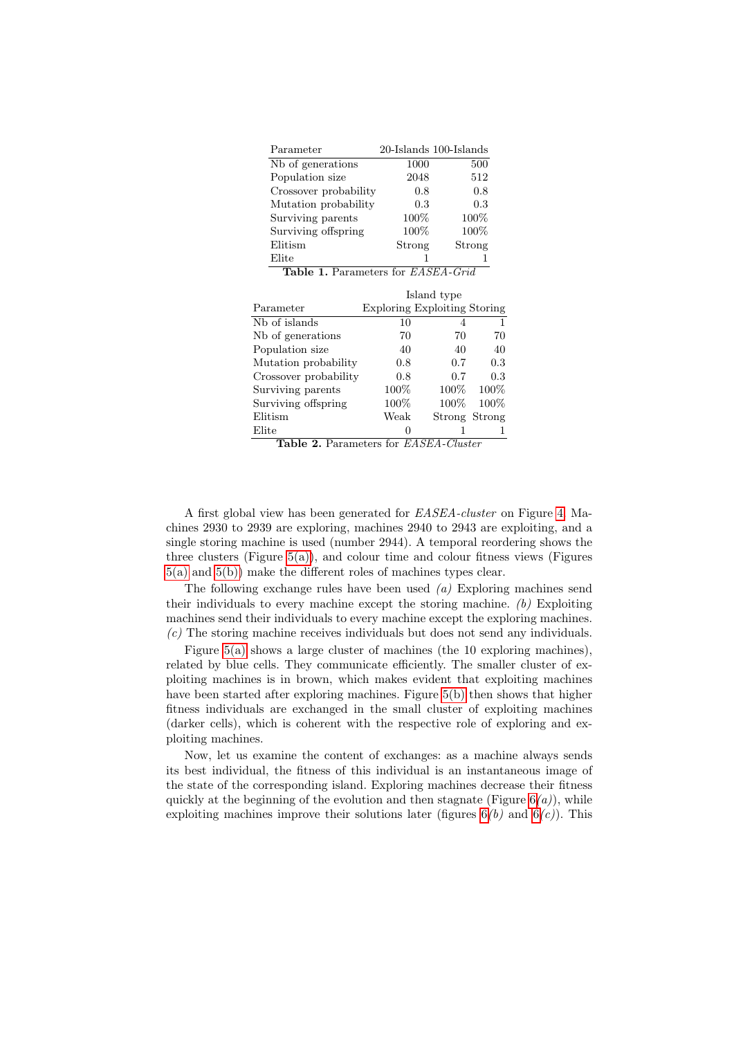| Parameter | 20-Islands | 100-Islands |
|---|---|---|
| Nb of generations | 1000 | 500 |
| Population size | 2048 | 512 |
| Crossover probability | 0.8 | 0.8 |
| Mutation probability | 0.3 | 0.3 |
| Surviving parents | 100% | 100% |
| Surviving offspring | 100% | 100% |
| Elitism | Strong | Strong |
| Elite | 1 | 1 |

**Table 1.** Parameters for *EASEA-Grid*

| | Island type | | |
|---|---|---|---|
| Parameter | Exploring | Exploiting | Storing |
| Nb of islands | 10 | 4 | 1 |
| Nb of generations | 70 | 70 | 70 |
| Population size | 40 | 40 | 40 |
| Mutation probability | 0.8 | 0.7 | 0.3 |
| Crossover probability | 0.8 | 0.7 | 0.3 |
| Surviving parents | 100% | 100% | 100% |
| Surviving offspring | 100% | 100% | 100% |
| Elitism | Weak | Strong | Strong |
| Elite | 0 | 1 | 1 |

**Table 2.** Parameters for *EASEA-Cluster*

A first global view has been generated for *EASEA-cluster* on Figure 4. Machines 2930 to 2939 are exploring, machines 2940 to 2943 are exploiting, and a single storing machine is used (number 2944). A temporal reordering shows the three clusters (Figure 5(a)), and colour time and colour fitness views (Figures 5(a) and 5(b)) make the different roles of machines types clear.

The following exchange rules have been used *(a)* Exploring machines send their individuals to every machine except the storing machine. *(b)* Exploiting machines send their individuals to every machine except the exploring machines. *(c)* The storing machine receives individuals but does not send any individuals.

Figure 5(a) shows a large cluster of machines (the 10 exploring machines), related by blue cells. They communicate efficiently. The smaller cluster of exploiting machines is in brown, which makes evident that exploiting machines have been started after exploring machines. Figure 5(b) then shows that higher fitness individuals are exchanged in the small cluster of exploiting machines (darker cells), which is coherent with the respective role of exploring and exploiting machines.

Now, let us examine the content of exchanges: as a machine always sends its best individual, the fitness of this individual is an instantaneous image of the state of the corresponding island. Exploring machines decrease their fitness quickly at the beginning of the evolution and then stagnate (Figure 6*(a)*), while exploiting machines improve their solutions later (figures 6*(b)* and 6*(c)*). This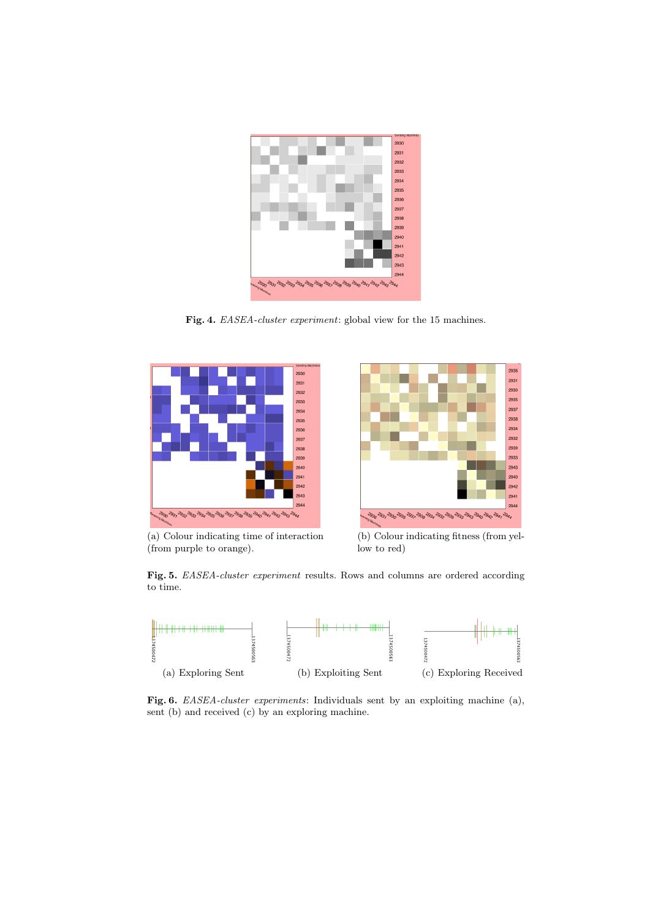**Fig. 4.** *EASEA-cluster experiment*: global view for the 15 machines.

(a) Colour indicating time of interaction (from purple to orange).

(b) Colour indicating fitness (from yellow to red)

**Fig. 5.** *EASEA-cluster experiment* results. Rows and columns are ordered according to time.

(a) Exploring Sent

(b) Exploiting Sent

(c) Exploring Received

**Fig. 6.** *EASEA-cluster experiments*: Individuals sent by an exploiting machine (a), sent (b) and received (c) by an exploring machine.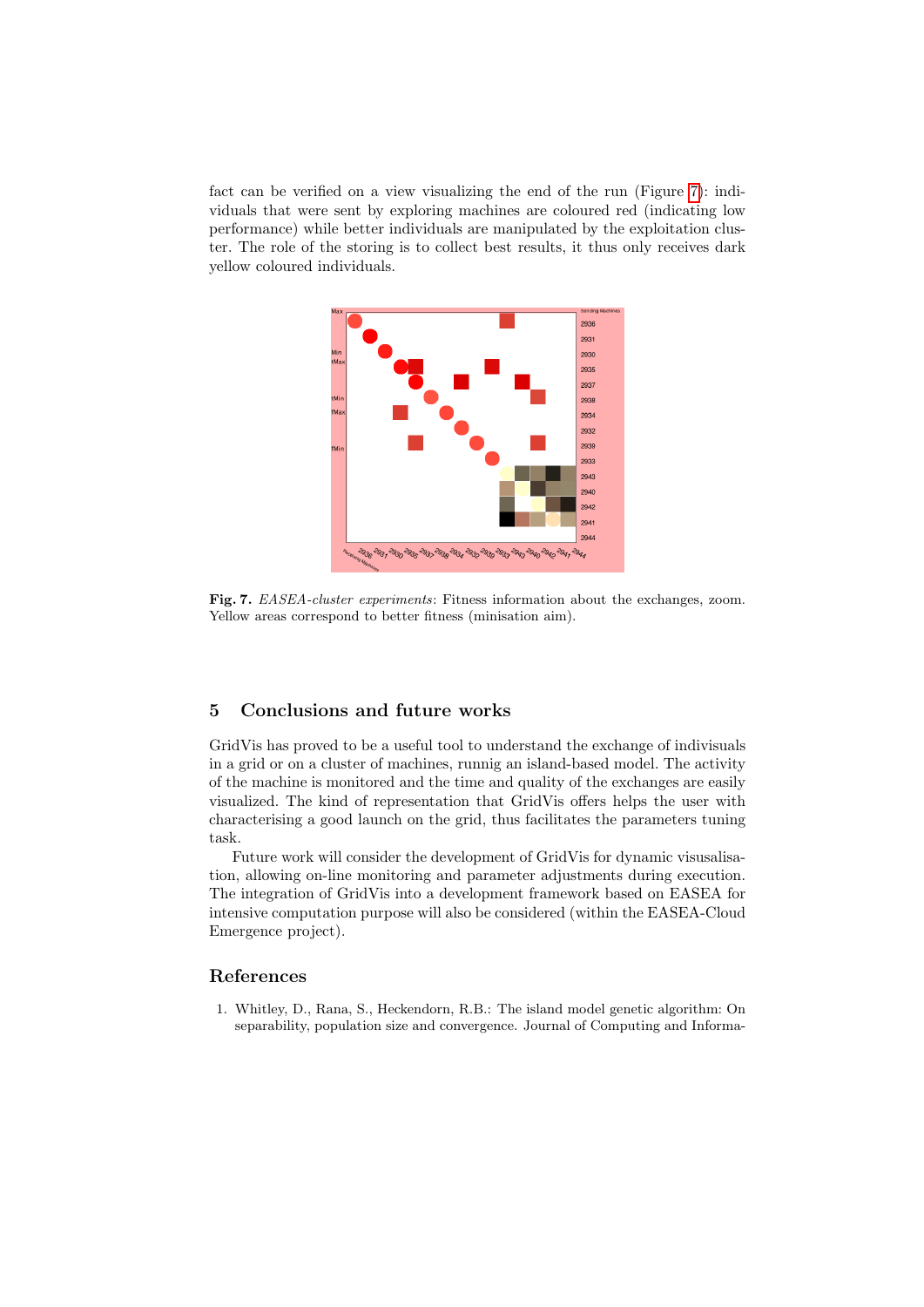fact can be verified on a view visualizing the end of the run (Figure 7): individuals that were sent by exploring machines are coloured red (indicating low performance) while better individuals are manipulated by the exploitation cluster. The role of the storing is to collect best results, it thus only receives dark yellow coloured individuals.

**Fig. 7.** *EASEA-cluster experiments*: Fitness information about the exchanges, zoom. Yellow areas correspond to better fitness (minisation aim).

## 5 Conclusions and future works

GridVis has proved to be a useful tool to understand the exchange of indivisuals in a grid or on a cluster of machines, runnig an island-based model. The activity of the machine is monitored and the time and quality of the exchanges are easily visualized. The kind of representation that GridVis offers helps the user with characterising a good launch on the grid, thus facilitates the parameters tuning task.

Future work will consider the development of GridVis for dynamic visusalisation, allowing on-line monitoring and parameter adjustments during execution. The integration of GridVis into a development framework based on EASEA for intensive computation purpose will also be considered (within the EASEA-Cloud Emergence project).

## References

1. Whitley, D., Rana, S., Heckendorn, R.B.: The island model genetic algorithm: On separability, population size and convergence. Journal of Computing and Informa-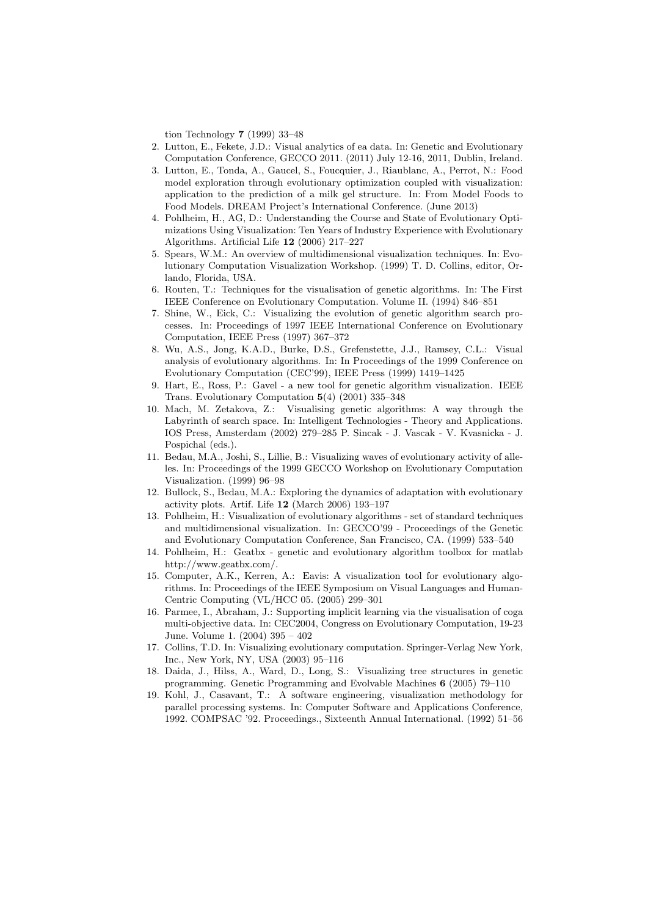tion Technology **7** (1999) 33–48

2. Lutton, E., Fekete, J.D.: Visual analytics of ea data. In: Genetic and Evolutionary Computation Conference, GECCO 2011. (2011) July 12-16, 2011, Dublin, Ireland.
3. Lutton, E., Tonda, A., Gaucel, S., Foucquier, J., Riaublanc, A., Perrot, N.: Food model exploration through evolutionary optimization coupled with visualization: application to the prediction of a milk gel structure. In: From Model Foods to Food Models. DREAM Project's International Conference. (June 2013)
4. Pohlheim, H., AG, D.: Understanding the Course and State of Evolutionary Optimizations Using Visualization: Ten Years of Industry Experience with Evolutionary Algorithms. Artificial Life **12** (2006) 217–227
5. Spears, W.M.: An overview of multidimensional visualization techniques. In: Evolutionary Computation Visualization Workshop. (1999) T. D. Collins, editor, Orlando, Florida, USA.
6. Routen, T.: Techniques for the visualisation of genetic algorithms. In: The First IEEE Conference on Evolutionary Computation. Volume II. (1994) 846–851
7. Shine, W., Eick, C.: Visualizing the evolution of genetic algorithm search processes. In: Proceedings of 1997 IEEE International Conference on Evolutionary Computation, IEEE Press (1997) 367–372
8. Wu, A.S., Jong, K.A.D., Burke, D.S., Grefenstette, J.J., Ramsey, C.L.: Visual analysis of evolutionary algorithms. In: In Proceedings of the 1999 Conference on Evolutionary Computation (CEC'99), IEEE Press (1999) 1419–1425
9. Hart, E., Ross, P.: Gavel - a new tool for genetic algorithm visualization. IEEE Trans. Evolutionary Computation **5**(4) (2001) 335–348
10. Mach, M. Zetakova, Z.: Visualising genetic algorithms: A way through the Labyrinth of search space. In: Intelligent Technologies - Theory and Applications. IOS Press, Amsterdam (2002) 279–285 P. Sincak - J. Vascak - V. Kvasnicka - J. Pospichal (eds.).
11. Bedau, M.A., Joshi, S., Lillie, B.: Visualizing waves of evolutionary activity of alleles. In: Proceedings of the 1999 GECCO Workshop on Evolutionary Computation Visualization. (1999) 96–98
12. Bullock, S., Bedau, M.A.: Exploring the dynamics of adaptation with evolutionary activity plots. Artif. Life **12** (March 2006) 193–197
13. Pohlheim, H.: Visualization of evolutionary algorithms - set of standard techniques and multidimensional visualization. In: GECCO'99 - Proceedings of the Genetic and Evolutionary Computation Conference, San Francisco, CA. (1999) 533–540
14. Pohlheim, H.: Geatbx - genetic and evolutionary algorithm toolbox for matlab http://www.geatbx.com/.
15. Computer, A.K., Kerren, A.: Eavis: A visualization tool for evolutionary algorithms. In: Proceedings of the IEEE Symposium on Visual Languages and Human-Centric Computing (VL/HCC 05. (2005) 299–301
16. Parmee, I., Abraham, J.: Supporting implicit learning via the visualisation of coga multi-objective data. In: CEC2004, Congress on Evolutionary Computation, 19-23 June. Volume 1. (2004) 395 – 402
17. Collins, T.D. In: Visualizing evolutionary computation. Springer-Verlag New York, Inc., New York, NY, USA (2003) 95–116
18. Daida, J., Hilss, A., Ward, D., Long, S.: Visualizing tree structures in genetic programming. Genetic Programming and Evolvable Machines **6** (2005) 79–110
19. Kohl, J., Casavant, T.: A software engineering, visualization methodology for parallel processing systems. In: Computer Software and Applications Conference, 1992. COMPSAC '92. Proceedings., Sixteenth Annual International. (1992) 51–56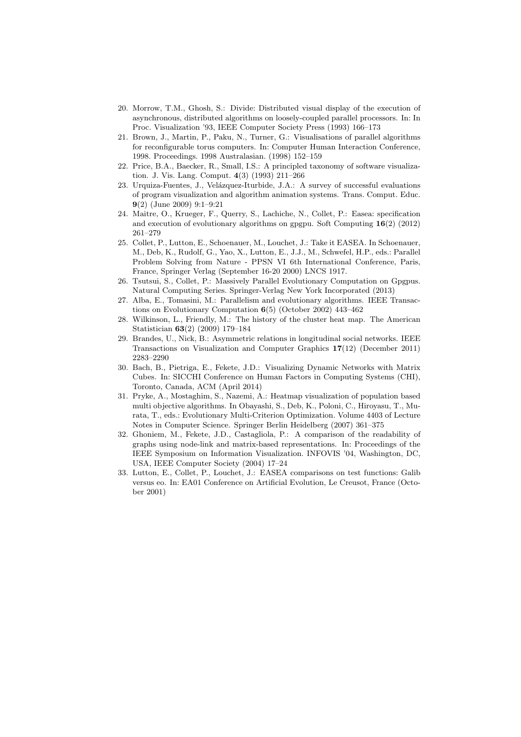20. Morrow, T.M., Ghosh, S.: Divide: Distributed visual display of the execution of asynchronous, distributed algorithms on loosely-coupled parallel processors. In: In Proc. Visualization '93, IEEE Computer Society Press (1993) 166–173
21. Brown, J., Martin, P., Paku, N., Turner, G.: Visualisations of parallel algorithms for reconfigurable torus computers. In: Computer Human Interaction Conference, 1998. Proceedings. 1998 Australasian. (1998) 152–159
22. Price, B.A., Baecker, R., Small, I.S.: A principled taxonomy of software visualization. J. Vis. Lang. Comput. **4**(3) (1993) 211–266
23. Urquiza-Fuentes, J., Velázquez-Iturbide, J.A.: A survey of successful evaluations of program visualization and algorithm animation systems. Trans. Comput. Educ. **9**(2) (June 2009) 9:1–9:21
24. Maitre, O., Krueger, F., Querry, S., Lachiche, N., Collet, P.: Easea: specification and execution of evolutionary algorithms on gpgpu. Soft Computing **16**(2) (2012) 261–279
25. Collet, P., Lutton, E., Schoenauer, M., Louchet, J.: Take it EASEA. In Schoenauer, M., Deb, K., Rudolf, G., Yao, X., Lutton, E., J.J., M., Schwefel, H.P., eds.: Parallel Problem Solving from Nature - PPSN VI 6th International Conference, Paris, France, Springer Verlag (September 16-20 2000) LNCS 1917.
26. Tsutsui, S., Collet, P.: Massively Parallel Evolutionary Computation on Gpgpus. Natural Computing Series. Springer-Verlag New York Incorporated (2013)
27. Alba, E., Tomasini, M.: Parallelism and evolutionary algorithms. IEEE Transactions on Evolutionary Computation **6**(5) (October 2002) 443–462
28. Wilkinson, L., Friendly, M.: The history of the cluster heat map. The American Statistician **63**(2) (2009) 179–184
29. Brandes, U., Nick, B.: Asymmetric relations in longitudinal social networks. IEEE Transactions on Visualization and Computer Graphics **17**(12) (December 2011) 2283–2290
30. Bach, B., Pietriga, E., Fekete, J.D.: Visualizing Dynamic Networks with Matrix Cubes. In: SICCHI Conference on Human Factors in Computing Systems (CHI), Toronto, Canada, ACM (April 2014)
31. Pryke, A., Mostaghim, S., Nazemi, A.: Heatmap visualization of population based multi objective algorithms. In Obayashi, S., Deb, K., Poloni, C., Hiroyasu, T., Murata, T., eds.: Evolutionary Multi-Criterion Optimization. Volume 4403 of Lecture Notes in Computer Science. Springer Berlin Heidelberg (2007) 361–375
32. Ghoniem, M., Fekete, J.D., Castagliola, P.: A comparison of the readability of graphs using node-link and matrix-based representations. In: Proceedings of the IEEE Symposium on Information Visualization. INFOVIS '04, Washington, DC, USA, IEEE Computer Society (2004) 17–24
33. Lutton, E., Collet, P., Louchet, J.: EASEA comparisons on test functions: Galib versus eo. In: EA01 Conference on Artificial Evolution, Le Creusot, France (October 2001)